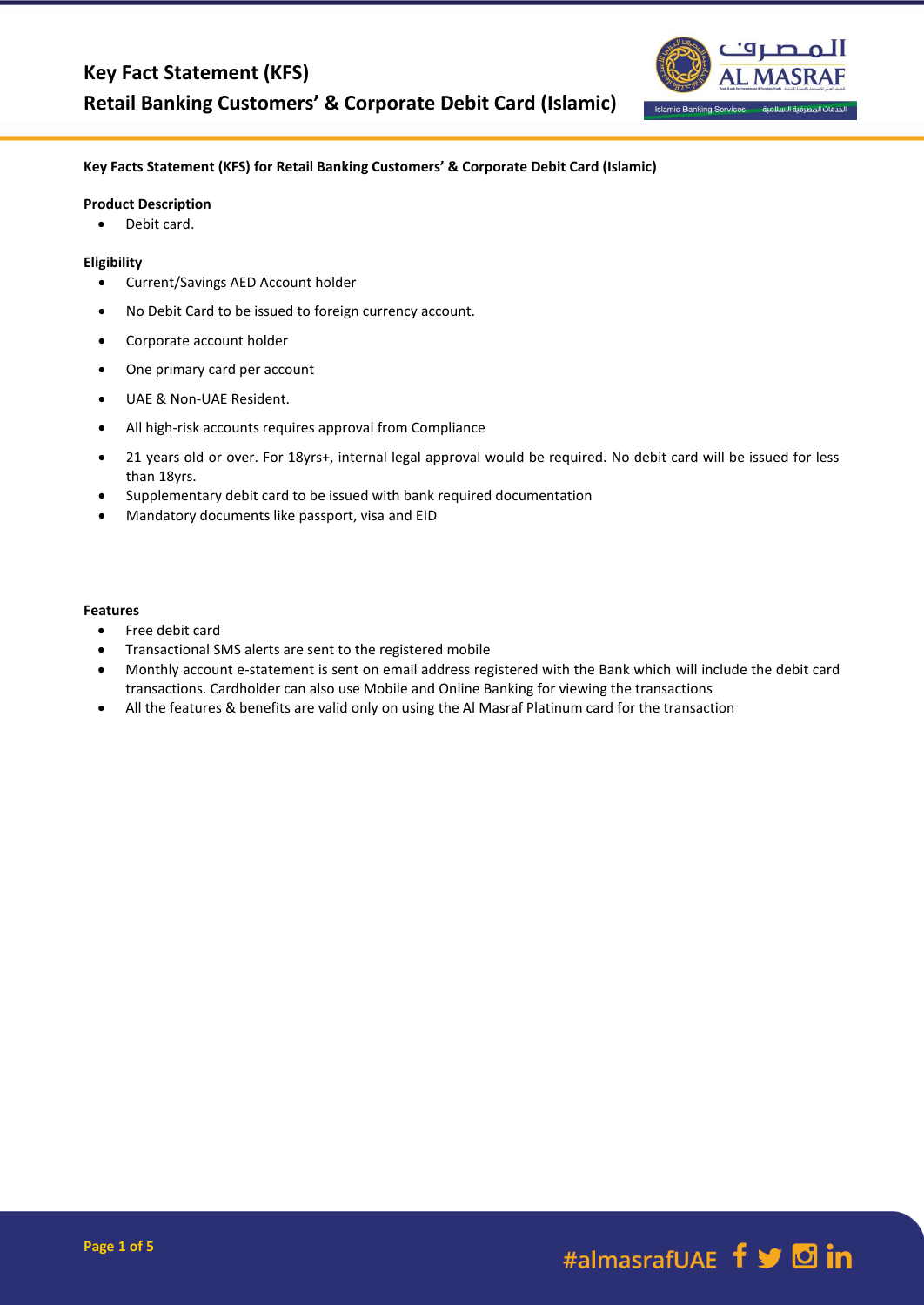# Key Fact Statement (KFS)
## Retail Banking Customers' & Corporate Debit Card (Islamic)

**Key Facts Statement (KFS) for Retail Banking Customers' & Corporate Debit Card (Islamic)**

**Product Description**

- Debit card.

**Eligibility**

- Current/Savings AED Account holder
- No Debit Card to be issued to foreign currency account.
- Corporate account holder
- One primary card per account
- UAE & Non-UAE Resident.
- All high-risk accounts requires approval from Compliance
- 21 years old or over. For 18yrs+, internal legal approval would be required. No debit card will be issued for less than 18yrs.
- Supplementary debit card to be issued with bank required documentation
- Mandatory documents like passport, visa and EID

**Features**

- Free debit card
- Transactional SMS alerts are sent to the registered mobile
- Monthly account e-statement is sent on email address registered with the Bank which will include the debit card transactions. Cardholder can also use Mobile and Online Banking for viewing the transactions
- All the features & benefits are valid only on using the Al Masraf Platinum card for the transaction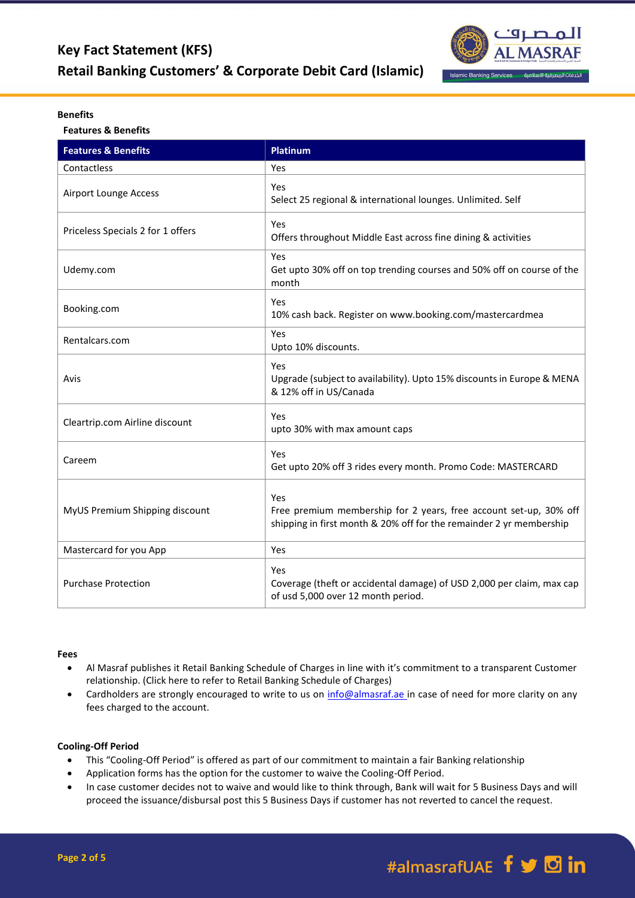### Benefits

#### Features & Benefits

| Features & Benefits | Platinum |
|---|---|
| Contactless | Yes |
| Airport Lounge Access | Yes<br>Select 25 regional & international lounges. Unlimited. Self |
| Priceless Specials 2 for 1 offers | Yes<br>Offers throughout Middle East across fine dining & activities |
| Udemy.com | Yes<br>Get upto 30% off on top trending courses and 50% off on course of the month |
| Booking.com | Yes<br>10% cash back. Register on www.booking.com/mastercardmea |
| Rentalcars.com | Yes<br>Upto 10% discounts. |
| Avis | Yes<br>Upgrade (subject to availability). Upto 15% discounts in Europe & MENA & 12% off in US/Canada |
| Cleartrip.com Airline discount | Yes<br>upto 30% with max amount caps |
| Careem | Yes<br>Get upto 20% off 3 rides every month. Promo Code: MASTERCARD |
| MyUS Premium Shipping discount | Yes<br>Free premium membership for 2 years, free account set-up, 30% off shipping in first month & 20% off for the remainder 2 yr membership |
| Mastercard for you App | Yes |
| Purchase Protection | Yes<br>Coverage (theft or accidental damage) of USD 2,000 per claim, max cap of usd 5,000 over 12 month period. |

### Fees

- Al Masraf publishes it Retail Banking Schedule of Charges in line with it's commitment to a transparent Customer relationship. (Click here to refer to Retail Banking Schedule of Charges)
- Cardholders are strongly encouraged to write to us on info@almasraf.ae in case of need for more clarity on any fees charged to the account.

### Cooling-Off Period

- This "Cooling-Off Period" is offered as part of our commitment to maintain a fair Banking relationship
- Application forms has the option for the customer to waive the Cooling-Off Period.
- In case customer decides not to waive and would like to think through, Bank will wait for 5 Business Days and will proceed the issuance/disbursal post this 5 Business Days if customer has not reverted to cancel the request.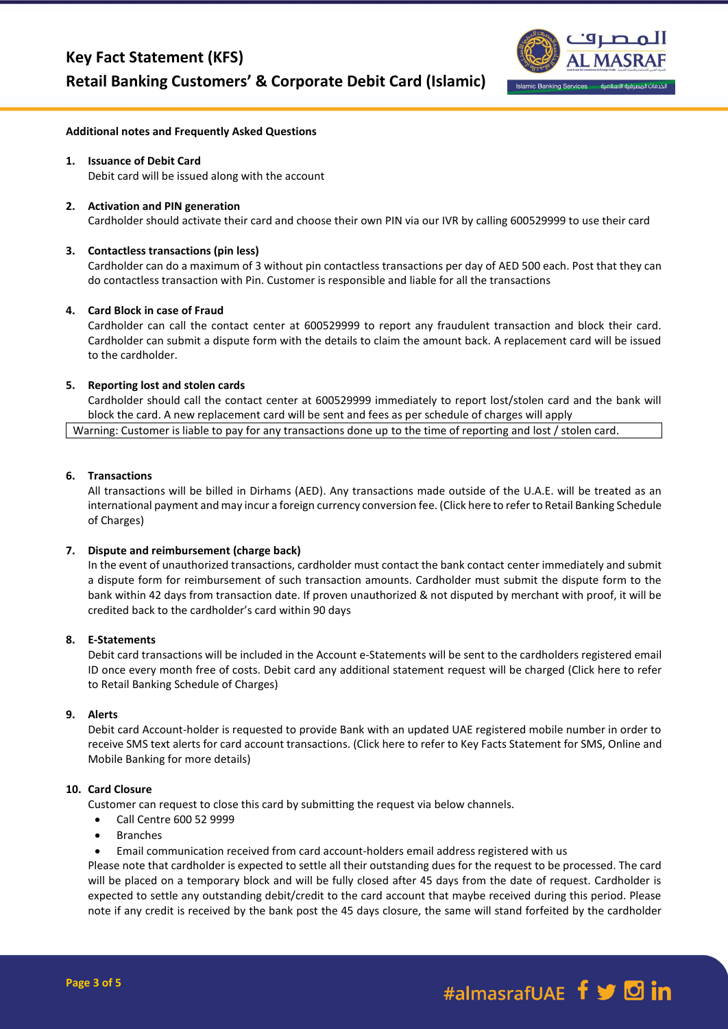# Key Fact Statement (KFS)

## Retail Banking Customers' & Corporate Debit Card (Islamic)

**Additional notes and Frequently Asked Questions**

1. **Issuance of Debit Card**
   Debit card will be issued along with the account

2. **Activation and PIN generation**
   Cardholder should activate their card and choose their own PIN via our IVR by calling 600529999 to use their card

3. **Contactless transactions (pin less)**
   Cardholder can do a maximum of 3 without pin contactless transactions per day of AED 500 each. Post that they can do contactless transaction with Pin. Customer is responsible and liable for all the transactions

4. **Card Block in case of Fraud**
   Cardholder can call the contact center at 600529999 to report any fraudulent transaction and block their card. Cardholder can submit a dispute form with the details to claim the amount back. A replacement card will be issued to the cardholder.

5. **Reporting lost and stolen cards**
   Cardholder should call the contact center at 600529999 immediately to report lost/stolen card and the bank will block the card. A new replacement card will be sent and fees as per schedule of charges will apply

| Warning: Customer is liable to pay for any transactions done up to the time of reporting and lost / stolen card. |
|---|

6. **Transactions**
   All transactions will be billed in Dirhams (AED). Any transactions made outside of the U.A.E. will be treated as an international payment and may incur a foreign currency conversion fee. (Click here to refer to Retail Banking Schedule of Charges)

7. **Dispute and reimbursement (charge back)**
   In the event of unauthorized transactions, cardholder must contact the bank contact center immediately and submit a dispute form for reimbursement of such transaction amounts. Cardholder must submit the dispute form to the bank within 42 days from transaction date. If proven unauthorized & not disputed by merchant with proof, it will be credited back to the cardholder's card within 90 days

8. **E-Statements**
   Debit card transactions will be included in the Account e-Statements will be sent to the cardholders registered email ID once every month free of costs. Debit card any additional statement request will be charged (Click here to refer to Retail Banking Schedule of Charges)

9. **Alerts**
   Debit card Account-holder is requested to provide Bank with an updated UAE registered mobile number in order to receive SMS text alerts for card account transactions. (Click here to refer to Key Facts Statement for SMS, Online and Mobile Banking for more details)

10. **Card Closure**
    Customer can request to close this card by submitting the request via below channels.
    - Call Centre 600 52 9999
    - Branches
    - Email communication received from card account-holders email address registered with us

    Please note that cardholder is expected to settle all their outstanding dues for the request to be processed. The card will be placed on a temporary block and will be fully closed after 45 days from the date of request. Cardholder is expected to settle any outstanding debit/credit to the card account that maybe received during this period. Please note if any credit is received by the bank post the 45 days closure, the same will stand forfeited by the cardholder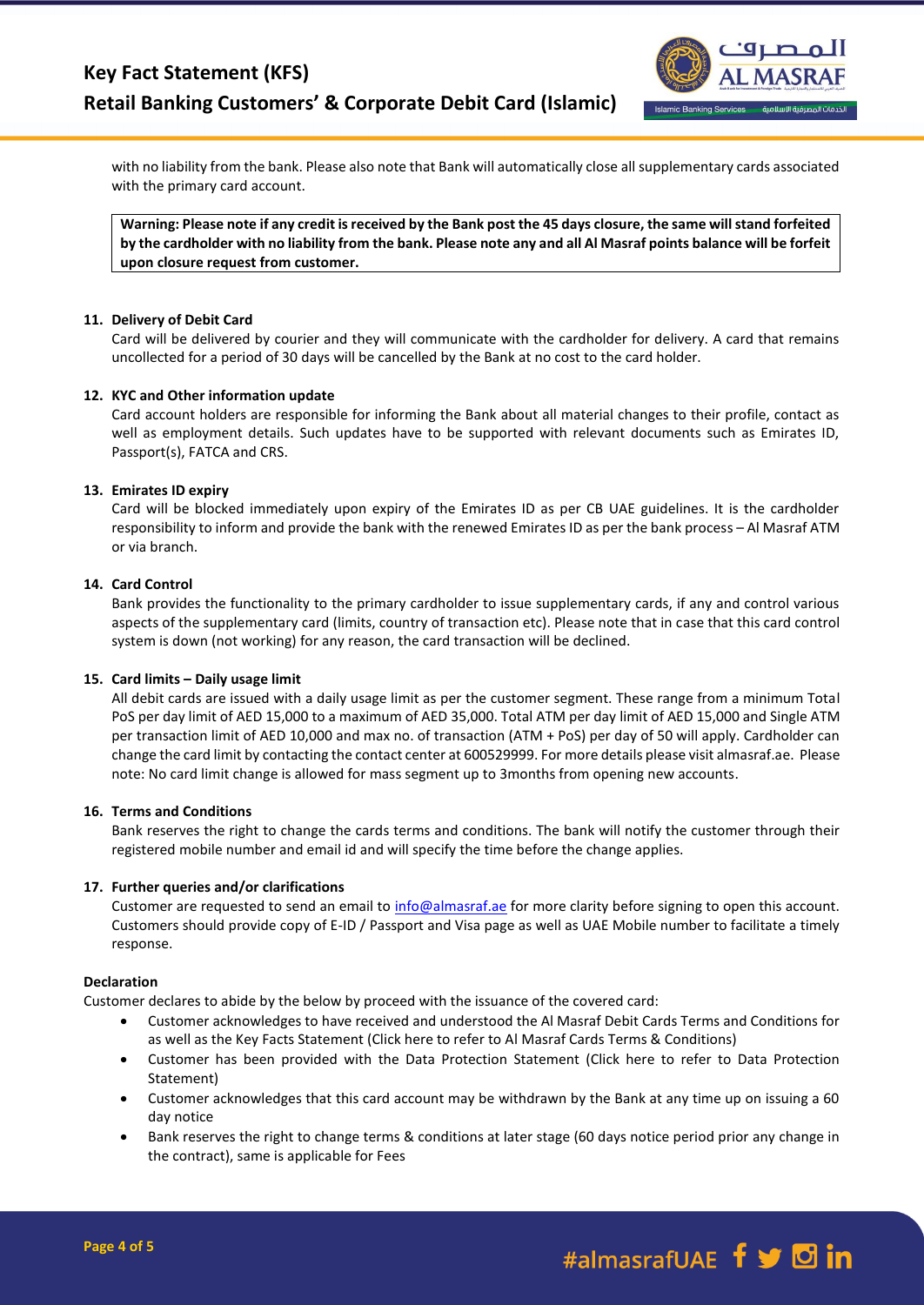with no liability from the bank. Please also note that Bank will automatically close all supplementary cards associated with the primary card account.

**Warning: Please note if any credit is received by the Bank post the 45 days closure, the same will stand forfeited by the cardholder with no liability from the bank. Please note any and all Al Masraf points balance will be forfeit upon closure request from customer.**

**11. Delivery of Debit Card**

Card will be delivered by courier and they will communicate with the cardholder for delivery. A card that remains uncollected for a period of 30 days will be cancelled by the Bank at no cost to the card holder.

**12. KYC and Other information update**

Card account holders are responsible for informing the Bank about all material changes to their profile, contact as well as employment details. Such updates have to be supported with relevant documents such as Emirates ID, Passport(s), FATCA and CRS.

**13. Emirates ID expiry**

Card will be blocked immediately upon expiry of the Emirates ID as per CB UAE guidelines. It is the cardholder responsibility to inform and provide the bank with the renewed Emirates ID as per the bank process – Al Masraf ATM or via branch.

**14. Card Control**

Bank provides the functionality to the primary cardholder to issue supplementary cards, if any and control various aspects of the supplementary card (limits, country of transaction etc). Please note that in case that this card control system is down (not working) for any reason, the card transaction will be declined.

**15. Card limits – Daily usage limit**

All debit cards are issued with a daily usage limit as per the customer segment. These range from a minimum Total PoS per day limit of AED 15,000 to a maximum of AED 35,000. Total ATM per day limit of AED 15,000 and Single ATM per transaction limit of AED 10,000 and max no. of transaction (ATM + PoS) per day of 50 will apply. Cardholder can change the card limit by contacting the contact center at 600529999. For more details please visit almasraf.ae. Please note: No card limit change is allowed for mass segment up to 3months from opening new accounts.

**16. Terms and Conditions**

Bank reserves the right to change the cards terms and conditions. The bank will notify the customer through their registered mobile number and email id and will specify the time before the change applies.

**17. Further queries and/or clarifications**

Customer are requested to send an email to info@almasraf.ae for more clarity before signing to open this account. Customers should provide copy of E-ID / Passport and Visa page as well as UAE Mobile number to facilitate a timely response.

**Declaration**

Customer declares to abide by the below by proceed with the issuance of the covered card:

- Customer acknowledges to have received and understood the Al Masraf Debit Cards Terms and Conditions for as well as the Key Facts Statement (Click here to refer to Al Masraf Cards Terms & Conditions)
- Customer has been provided with the Data Protection Statement (Click here to refer to Data Protection Statement)
- Customer acknowledges that this card account may be withdrawn by the Bank at any time up on issuing a 60 day notice
- Bank reserves the right to change terms & conditions at later stage (60 days notice period prior any change in the contract), same is applicable for Fees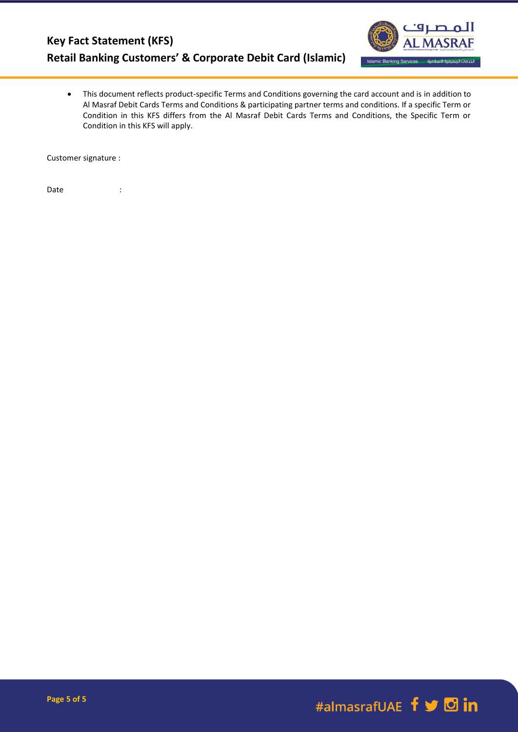- This document reflects product-specific Terms and Conditions governing the card account and is in addition to Al Masraf Debit Cards Terms and Conditions & participating partner terms and conditions. If a specific Term or Condition in this KFS differs from the Al Masraf Debit Cards Terms and Conditions, the Specific Term or Condition in this KFS will apply.

Customer signature :

Date :